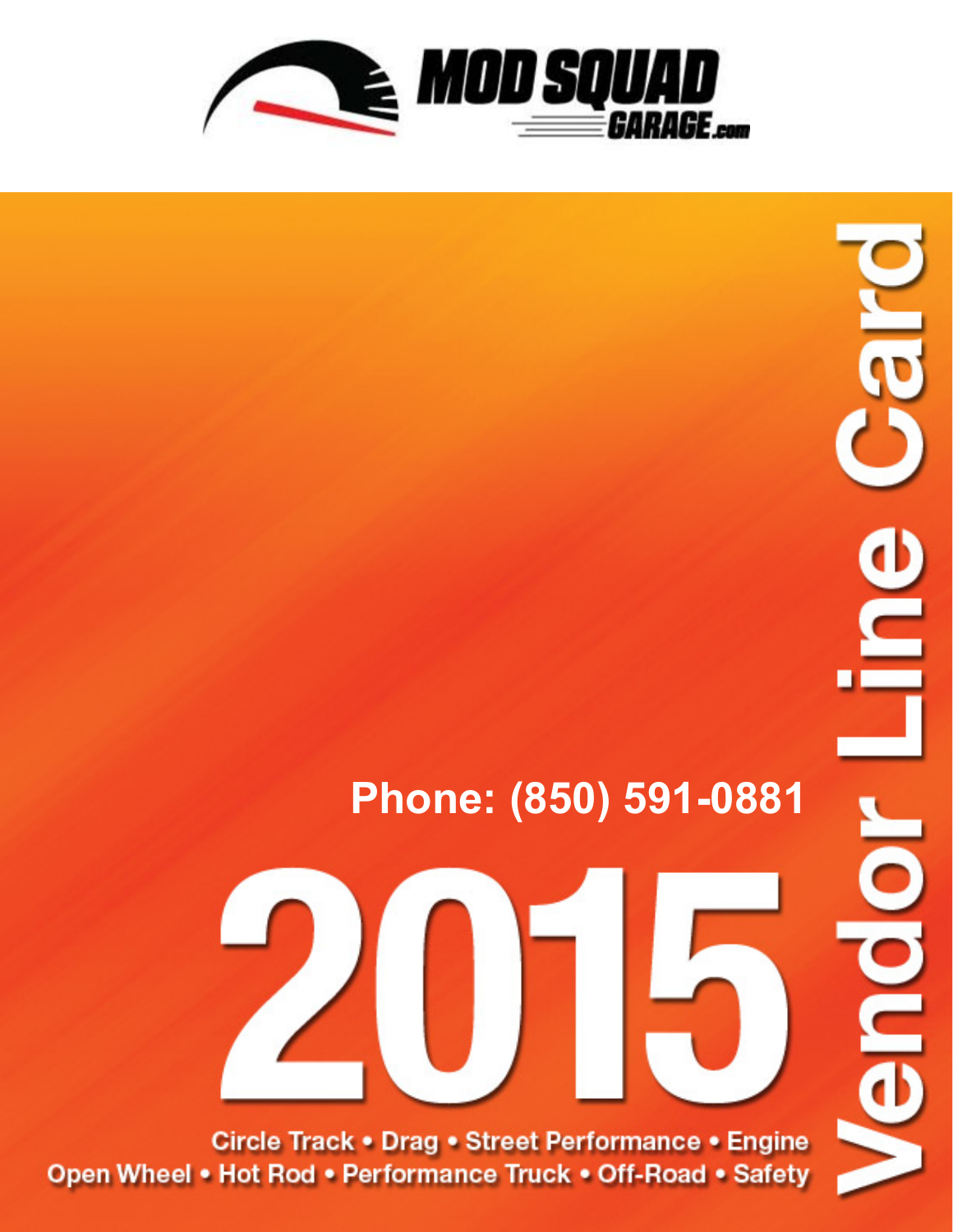# MOD SQUAD GARAGE.com

# Vendor Line Card

**Phone: (850) 591-0881**

# 2015

Circle Track • Drag • Street Performance • Engine
Open Wheel • Hot Rod • Performance Truck • Off-Road • Safety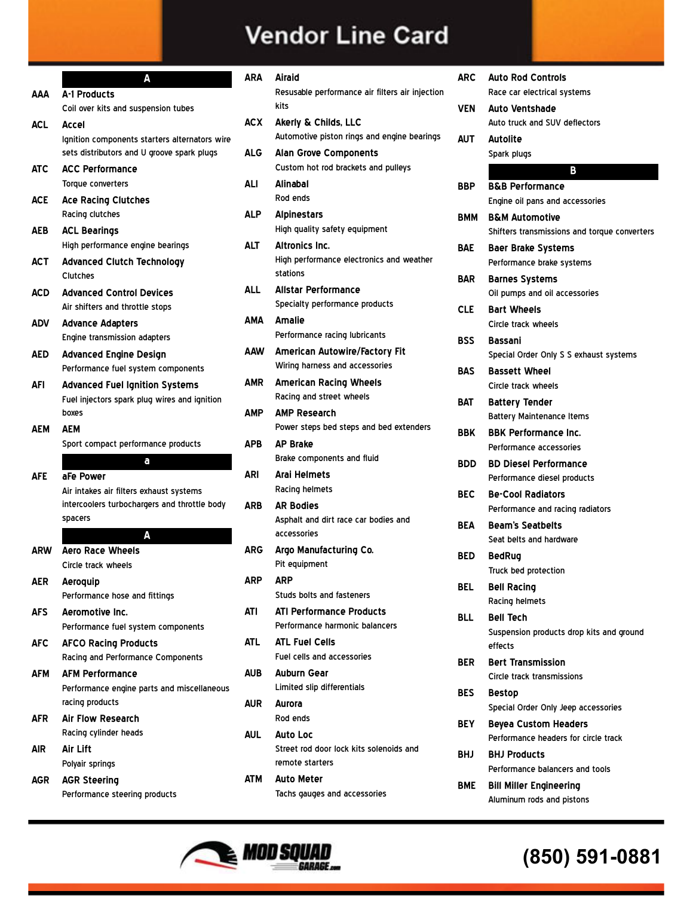# Vendor Line Card

## A

**AAA** **A-1 Products**
Coil over kits and suspension tubes

**ACL** **Accel**
Ignition components starters alternators wire sets distributors and U groove spark plugs

**ATC** **ACC Performance**
Torque converters

**ACE** **Ace Racing Clutches**
Racing clutches

**AEB** **ACL Bearings**
High performance engine bearings

**ACT** **Advanced Clutch Technology**
Clutches

**ACD** **Advanced Control Devices**
Air shifters and throttle stops

**ADV** **Advance Adapters**
Engine transmission adapters

**AED** **Advanced Engine Design**
Performance fuel system components

**AFI** **Advanced Fuel Ignition Systems**
Fuel injectors spark plug wires and ignition boxes

**AEM** **AEM**
Sport compact performance products

## a

**AFE** **aFe Power**
Air intakes air filters exhaust systems intercoolers turbochargers and throttle body spacers

## A

**ARW** **Aero Race Wheels**
Circle track wheels

**AER** **Aeroquip**
Performance hose and fittings

**AFS** **Aeromotive Inc.**
Performance fuel system components

**AFC** **AFCO Racing Products**
Racing and Performance Components

**AFM** **AFM Performance**
Performance engine parts and miscellaneous racing products

**AFR** **Air Flow Research**
Racing cylinder heads

**AIR** **Air Lift**
Polyair springs

**AGR** **AGR Steering**
Performance steering products

**ARA** **Airaid**
Resusable performance air filters air injection kits

**ACX** **Akerly & Childs, LLC**
Automotive piston rings and engine bearings

**ALG** **Alan Grove Components**
Custom hot rod brackets and pulleys

**ALI** **Alinabal**
Rod ends

**ALP** **Alpinestars**
High quality safety equipment

**ALT** **Altronics Inc.**
High performance electronics and weather stations

**ALL** **Allstar Performance**
Specialty performance products

**AMA** **Amalie**
Performance racing lubricants

**AAW** **American Autowire/Factory Fit**
Wiring harness and accessories

**AMR** **American Racing Wheels**
Racing and street wheels

**AMP** **AMP Research**
Power steps bed steps and bed extenders

**APB** **AP Brake**
Brake components and fluid

**ARI** **Arai Helmets**
Racing helmets

**ARB** **AR Bodies**
Asphalt and dirt race car bodies and accessories

**ARG** **Argo Manufacturing Co.**
Pit equipment

**ARP** **ARP**
Studs bolts and fasteners

**ATI** **ATI Performance Products**
Performance harmonic balancers

**ATL** **ATL Fuel Cells**
Fuel cells and accessories

**AUB** **Auburn Gear**
Limited slip differentials

**AUR** **Aurora**
Rod ends

**AUL** **Auto Loc**
Street rod door lock kits solenoids and remote starters

**ATM** **Auto Meter**
Tachs gauges and accessories

**ARC** **Auto Rod Controls**
Race car electrical systems

**VEN** **Auto Ventshade**
Auto truck and SUV deflectors

**AUT** **Autolite**
Spark plugs

## B

**BBP** **B&B Performance**
Engine oil pans and accessories

**BMM** **B&M Automotive**
Shifters transmissions and torque converters

**BAE** **Baer Brake Systems**
Performance brake systems

**BAR** **Barnes Systems**
Oil pumps and oil accessories

**CLE** **Bart Wheels**
Circle track wheels

**BSS** **Bassani**
Special Order Only S S exhaust systems

**BAS** **Bassett Wheel**
Circle track wheels

**BAT** **Battery Tender**
Battery Maintenance Items

**BBK** **BBK Performance Inc.**
Performance accessories

**BDD** **BD Diesel Performance**
Performance diesel products

**BEC** **Be-Cool Radiators**
Performance and racing radiators

**BEA** **Beam's Seatbelts**
Seat belts and hardware

**BED** **BedRug**
Truck bed protection

**BEL** **Bell Racing**
Racing helmets

**BLL** **Bell Tech**
Suspension products drop kits and ground effects

**BER** **Bert Transmission**
Circle track transmissions

**BES** **Bestop**
Special Order Only Jeep accessories

**BEY** **Beyea Custom Headers**
Performance headers for circle track

**BHJ** **BHJ Products**
Performance balancers and tools

**BME** **Bill Miller Engineering**
Aluminum rods and pistons

MOD SQUAD GARAGE.com

(850) 591-0881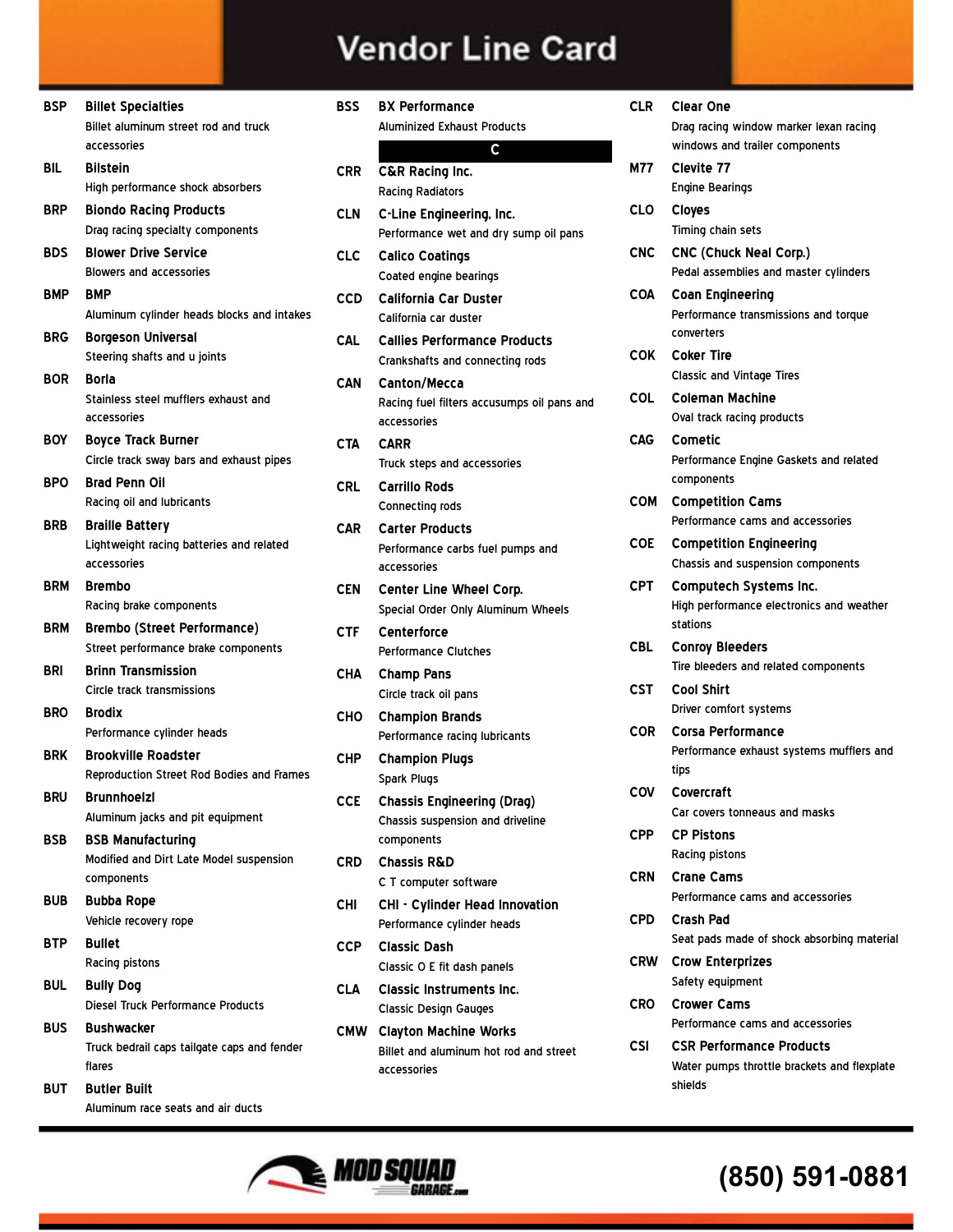# Vendor Line Card

**BSP** **Billet Specialties**
Billet aluminum street rod and truck accessories

**BIL** **Bilstein**
High performance shock absorbers

**BRP** **Biondo Racing Products**
Drag racing specialty components

**BDS** **Blower Drive Service**
Blowers and accessories

**BMP** **BMP**
Aluminum cylinder heads blocks and intakes

**BRG** **Borgeson Universal**
Steering shafts and u joints

**BOR** **Borla**
Stainless steel mufflers exhaust and accessories

**BOY** **Boyce Track Burner**
Circle track sway bars and exhaust pipes

**BPO** **Brad Penn Oil**
Racing oil and lubricants

**BRB** **Braille Battery**
Lightweight racing batteries and related accessories

**BRM** **Brembo**
Racing brake components

**BRM** **Brembo (Street Performance)**
Street performance brake components

**BRI** **Brinn Transmission**
Circle track transmissions

**BRO** **Brodix**
Performance cylinder heads

**BRK** **Brookville Roadster**
Reproduction Street Rod Bodies and Frames

**BRU** **Brunnhoelzl**
Aluminum jacks and pit equipment

**BSB** **BSB Manufacturing**
Modified and Dirt Late Model suspension components

**BUB** **Bubba Rope**
Vehicle recovery rope

**BTP** **Bullet**
Racing pistons

**BUL** **Bully Dog**
Diesel Truck Performance Products

**BUS** **Bushwacker**
Truck bedrail caps tailgate caps and fender flares

**BUT** **Butler Built**
Aluminum race seats and air ducts

**BSS** **BX Performance**
Aluminized Exhaust Products

## C

**CRR** **C&R Racing Inc.**
Racing Radiators

**CLN** **C-Line Engineering, Inc.**
Performance wet and dry sump oil pans

**CLC** **Calico Coatings**
Coated engine bearings

**CCD** **California Car Duster**
California car duster

**CAL** **Callies Performance Products**
Crankshafts and connecting rods

**CAN** **Canton/Mecca**
Racing fuel filters accusumps oil pans and accessories

**CTA** **CARR**
Truck steps and accessories

**CRL** **Carrillo Rods**
Connecting rods

**CAR** **Carter Products**
Performance carbs fuel pumps and accessories

**CEN** **Center Line Wheel Corp.**
Special Order Only Aluminum Wheels

**CTF** **Centerforce**
Performance Clutches

**CHA** **Champ Pans**
Circle track oil pans

**CHO** **Champion Brands**
Performance racing lubricants

**CHP** **Champion Plugs**
Spark Plugs

**CCE** **Chassis Engineering (Drag)**
Chassis suspension and driveline components

**CRD** **Chassis R&D**
C T computer software

**CHI** **CHI - Cylinder Head Innovation**
Performance cylinder heads

**CCP** **Classic Dash**
Classic O E fit dash panels

**CLA** **Classic Instruments Inc.**
Classic Design Gauges

**CMW** **Clayton Machine Works**
Billet and aluminum hot rod and street accessories

**CLR** **Clear One**
Drag racing window marker lexan racing windows and trailer components

**M77** **Clevite 77**
Engine Bearings

**CLO** **Cloyes**
Timing chain sets

**CNC** **CNC (Chuck Neal Corp.)**
Pedal assemblies and master cylinders

**COA** **Coan Engineering**
Performance transmissions and torque converters

**COK** **Coker Tire**
Classic and Vintage Tires

**COL** **Coleman Machine**
Oval track racing products

**CAG** **Cometic**
Performance Engine Gaskets and related components

**COM** **Competition Cams**
Performance cams and accessories

**COE** **Competition Engineering**
Chassis and suspension components

**CPT** **Computech Systems Inc.**
High performance electronics and weather stations

**CBL** **Conroy Bleeders**
Tire bleeders and related components

**CST** **Cool Shirt**
Driver comfort systems

**COR** **Corsa Performance**
Performance exhaust systems mufflers and tips

**COV** **Covercraft**
Car covers tonneaus and masks

**CPP** **CP Pistons**
Racing pistons

**CRN** **Crane Cams**
Performance cams and accessories

**CPD** **Crash Pad**
Seat pads made of shock absorbing material

**CRW** **Crow Enterprizes**
Safety equipment

**CRO** **Crower Cams**
Performance cams and accessories

**CSI** **CSR Performance Products**
Water pumps throttle brackets and flexplate shields

MOD SQUAD GARAGE.com

(850) 591-0881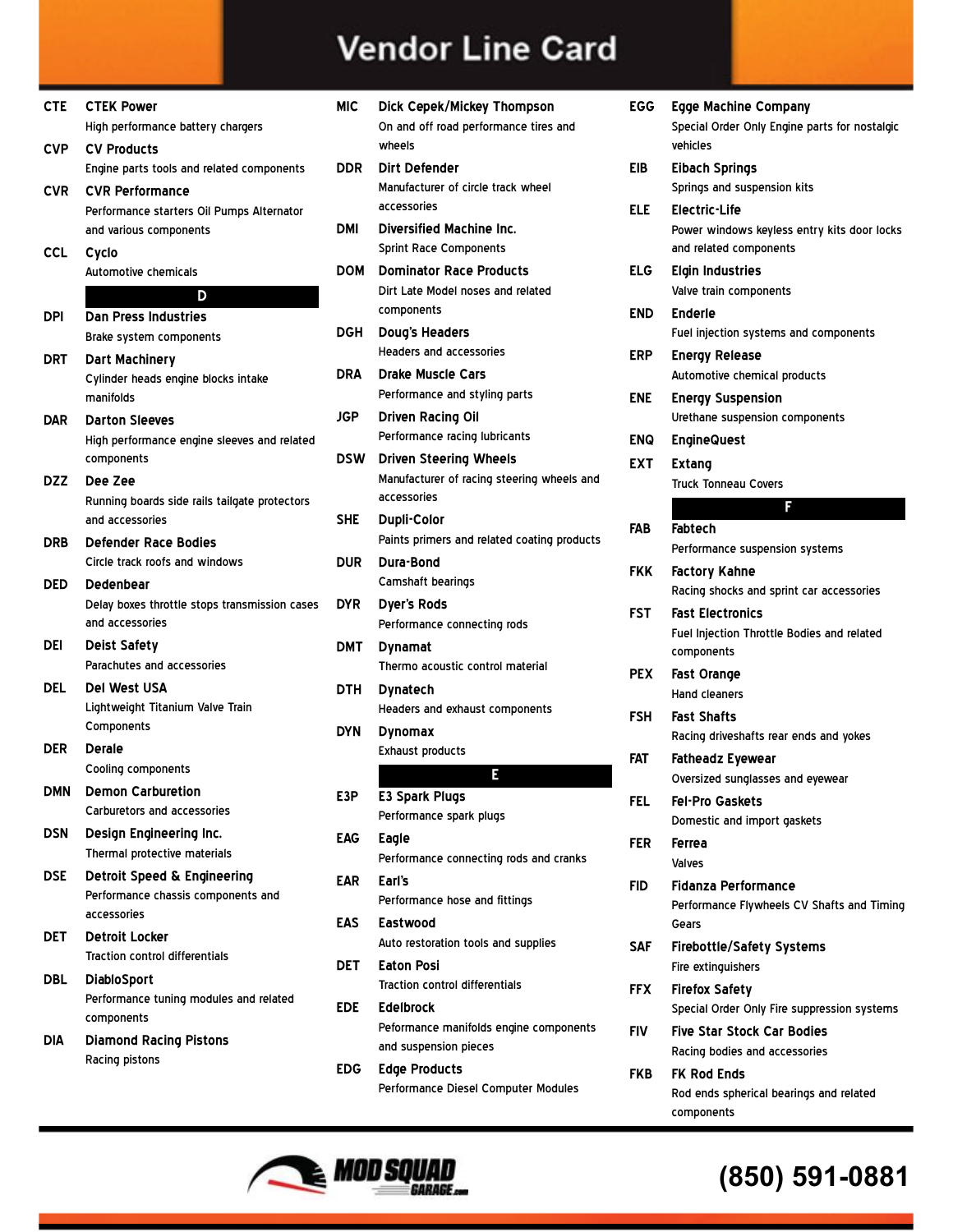# Vendor Line Card

| Code | Vendor | Description |
|---|---|---|
| CTE | CTEK Power | High performance battery chargers |
| CVP | CV Products | Engine parts tools and related components |
| CVR | CVR Performance | Performance starters Oil Pumps Alternator and various components |
| CCL | Cyclo | Automotive chemicals |

## D

| Code | Vendor | Description |
|---|---|---|
| DPI | Dan Press Industries | Brake system components |
| DRT | Dart Machinery | Cylinder heads engine blocks intake manifolds |
| DAR | Darton Sleeves | High performance engine sleeves and related components |
| DZZ | Dee Zee | Running boards side rails tailgate protectors and accessories |
| DRB | Defender Race Bodies | Circle track roofs and windows |
| DED | Dedenbear | Delay boxes throttle stops transmission cases and accessories |
| DEI | Deist Safety | Parachutes and accessories |
| DEL | Del West USA | Lightweight Titanium Valve Train Components |
| DER | Derale | Cooling components |
| DMN | Demon Carburetion | Carburetors and accessories |
| DSN | Design Engineering Inc. | Thermal protective materials |
| DSE | Detroit Speed & Engineering | Performance chassis components and accessories |
| DET | Detroit Locker | Traction control differentials |
| DBL | DiabloSport | Performance tuning modules and related components |
| DIA | Diamond Racing Pistons | Racing pistons |
| MIC | Dick Cepek/Mickey Thompson | On and off road performance tires and wheels |
| DDR | Dirt Defender | Manufacturer of circle track wheel accessories |
| DMI | Diversified Machine Inc. | Sprint Race Components |
| DOM | Dominator Race Products | Dirt Late Model noses and related components |
| DGH | Doug's Headers | Headers and accessories |
| DRA | Drake Muscle Cars | Performance and styling parts |
| JGP | Driven Racing Oil | Performance racing lubricants |
| DSW | Driven Steering Wheels | Manufacturer of racing steering wheels and accessories |
| SHE | Dupli-Color | Paints primers and related coating products |
| DUR | Dura-Bond | Camshaft bearings |
| DYR | Dyer's Rods | Performance connecting rods |
| DMT | Dynamat | Thermo acoustic control material |
| DTH | Dynatech | Headers and exhaust components |
| DYN | Dynomax | Exhaust products |

## E

| Code | Vendor | Description |
|---|---|---|
| E3P | E3 Spark Plugs | Performance spark plugs |
| EAG | Eagle | Performance connecting rods and cranks |
| EAR | Earl's | Performance hose and fittings |
| EAS | Eastwood | Auto restoration tools and supplies |
| DET | Eaton Posi | Traction control differentials |
| EDE | Edelbrock | Peformance manifolds engine components and suspension pieces |
| EDG | Edge Products | Performance Diesel Computer Modules |
| EGG | Egge Machine Company | Special Order Only Engine parts for nostalgic vehicles |
| EIB | Eibach Springs | Springs and suspension kits |
| ELE | Electric-Life | Power windows keyless entry kits door locks and related components |
| ELG | Elgin Industries | Valve train components |
| END | Enderle | Fuel injection systems and components |
| ERP | Energy Release | Automotive chemical products |
| ENE | Energy Suspension | Urethane suspension components |
| ENQ | EngineQuest | |
| EXT | Extang | Truck Tonneau Covers |

## F

| Code | Vendor | Description |
|---|---|---|
| FAB | Fabtech | Performance suspension systems |
| FKK | Factory Kahne | Racing shocks and sprint car accessories |
| FST | Fast Electronics | Fuel Injection Throttle Bodies and related components |
| PEX | Fast Orange | Hand cleaners |
| FSH | Fast Shafts | Racing driveshafts rear ends and yokes |
| FAT | Fatheadz Eyewear | Oversized sunglasses and eyewear |
| FEL | Fel-Pro Gaskets | Domestic and import gaskets |
| FER | Ferrea | Valves |
| FID | Fidanza Performance | Performance Flywheels CV Shafts and Timing Gears |
| SAF | Firebottle/Safety Systems | Fire extinguishers |
| FFX | Firefox Safety | Special Order Only Fire suppression systems |
| FIV | Five Star Stock Car Bodies | Racing bodies and accessories |
| FKB | FK Rod Ends | Rod ends spherical bearings and related components |

MOD SQUAD GARAGE.com

(850) 591-0881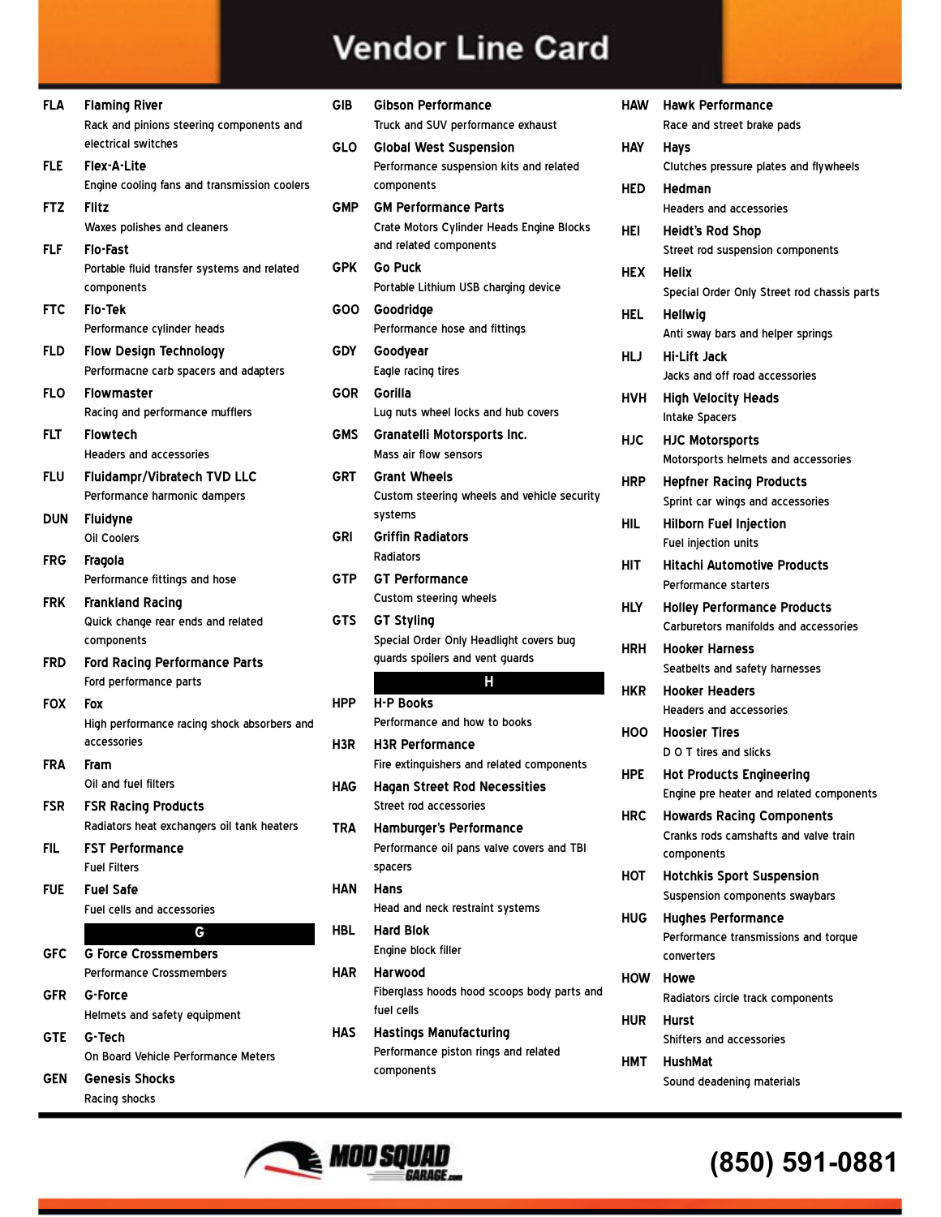# Vendor Line Card

**FLA** **Flaming River**
Rack and pinions steering components and electrical switches

**FLE** **Flex-A-Lite**
Engine cooling fans and transmission coolers

**FTZ** **Flitz**
Waxes polishes and cleaners

**FLF** **Flo-Fast**
Portable fluid transfer systems and related components

**FTC** **Flo-Tek**
Performance cylinder heads

**FLD** **Flow Design Technology**
Performacne carb spacers and adapters

**FLO** **Flowmaster**
Racing and performance mufflers

**FLT** **Flowtech**
Headers and accessories

**FLU** **Fluidampr/Vibratech TVD LLC**
Performance harmonic dampers

**DUN** **Fluidyne**
Oil Coolers

**FRG** **Fragola**
Performance fittings and hose

**FRK** **Frankland Racing**
Quick change rear ends and related components

**FRD** **Ford Racing Performance Parts**
Ford performance parts

**FOX** **Fox**
High performance racing shock absorbers and accessories

**FRA** **Fram**
Oil and fuel filters

**FSR** **FSR Racing Products**
Radiators heat exchangers oil tank heaters

**FIL** **FST Performance**
Fuel Filters

**FUE** **Fuel Safe**
Fuel cells and accessories

## G

**GFC** **G Force Crossmembers**
Performance Crossmembers

**GFR** **G-Force**
Helmets and safety equipment

**GTE** **G-Tech**
On Board Vehicle Performance Meters

**GEN** **Genesis Shocks**
Racing shocks

**GIB** **Gibson Performance**
Truck and SUV performance exhaust

**GLO** **Global West Suspension**
Performance suspension kits and related components

**GMP** **GM Performance Parts**
Crate Motors Cylinder Heads Engine Blocks and related components

**GPK** **Go Puck**
Portable Lithium USB charging device

**GOO** **Goodridge**
Performance hose and fittings

**GDY** **Goodyear**
Eagle racing tires

**GOR** **Gorilla**
Lug nuts wheel locks and hub covers

**GMS** **Granatelli Motorsports Inc.**
Mass air flow sensors

**GRT** **Grant Wheels**
Custom steering wheels and vehicle security systems

**GRI** **Griffin Radiators**
Radiators

**GTP** **GT Performance**
Custom steering wheels

**GTS** **GT Styling**
Special Order Only Headlight covers bug guards spoilers and vent guards

## H

**HPP** **H-P Books**
Performance and how to books

**H3R** **H3R Performance**
Fire extinguishers and related components

**HAG** **Hagan Street Rod Necessities**
Street rod accessories

**TRA** **Hamburger's Performance**
Performance oil pans valve covers and TBI spacers

**HAN** **Hans**
Head and neck restraint systems

**HBL** **Hard Blok**
Engine block filler

**HAR** **Harwood**
Fiberglass hoods hood scoops body parts and fuel cells

**HAS** **Hastings Manufacturing**
Performance piston rings and related components

**HAW** **Hawk Performance**
Race and street brake pads

**HAY** **Hays**
Clutches pressure plates and flywheels

**HED** **Hedman**
Headers and accessories

**HEI** **Heidt's Rod Shop**
Street rod suspension components

**HEX** **Helix**
Special Order Only Street rod chassis parts

**HEL** **Hellwig**
Anti sway bars and helper springs

**HLJ** **Hi-Lift Jack**
Jacks and off road accessories

**HVH** **High Velocity Heads**
Intake Spacers

**HJC** **HJC Motorsports**
Motorsports helmets and accessories

**HRP** **Hepfner Racing Products**
Sprint car wings and accessories

**HIL** **Hilborn Fuel Injection**
Fuel injection units

**HIT** **Hitachi Automotive Products**
Performance starters

**HLY** **Holley Performance Products**
Carburetors manifolds and accessories

**HRH** **Hooker Harness**
Seatbelts and safety harnesses

**HKR** **Hooker Headers**
Headers and accessories

**HOO** **Hoosier Tires**
D O T tires and slicks

**HPE** **Hot Products Engineering**
Engine pre heater and related components

**HRC** **Howards Racing Components**
Cranks rods camshafts and valve train components

**HOT** **Hotchkis Sport Suspension**
Suspension components swaybars

**HUG** **Hughes Performance**
Performance transmissions and torque converters

**HOW** **Howe**
Radiators circle track components

**HUR** **Hurst**
Shifters and accessories

**HMT** **HushMat**
Sound deadening materials

MOD SQUAD GARAGE.com

(850) 591-0881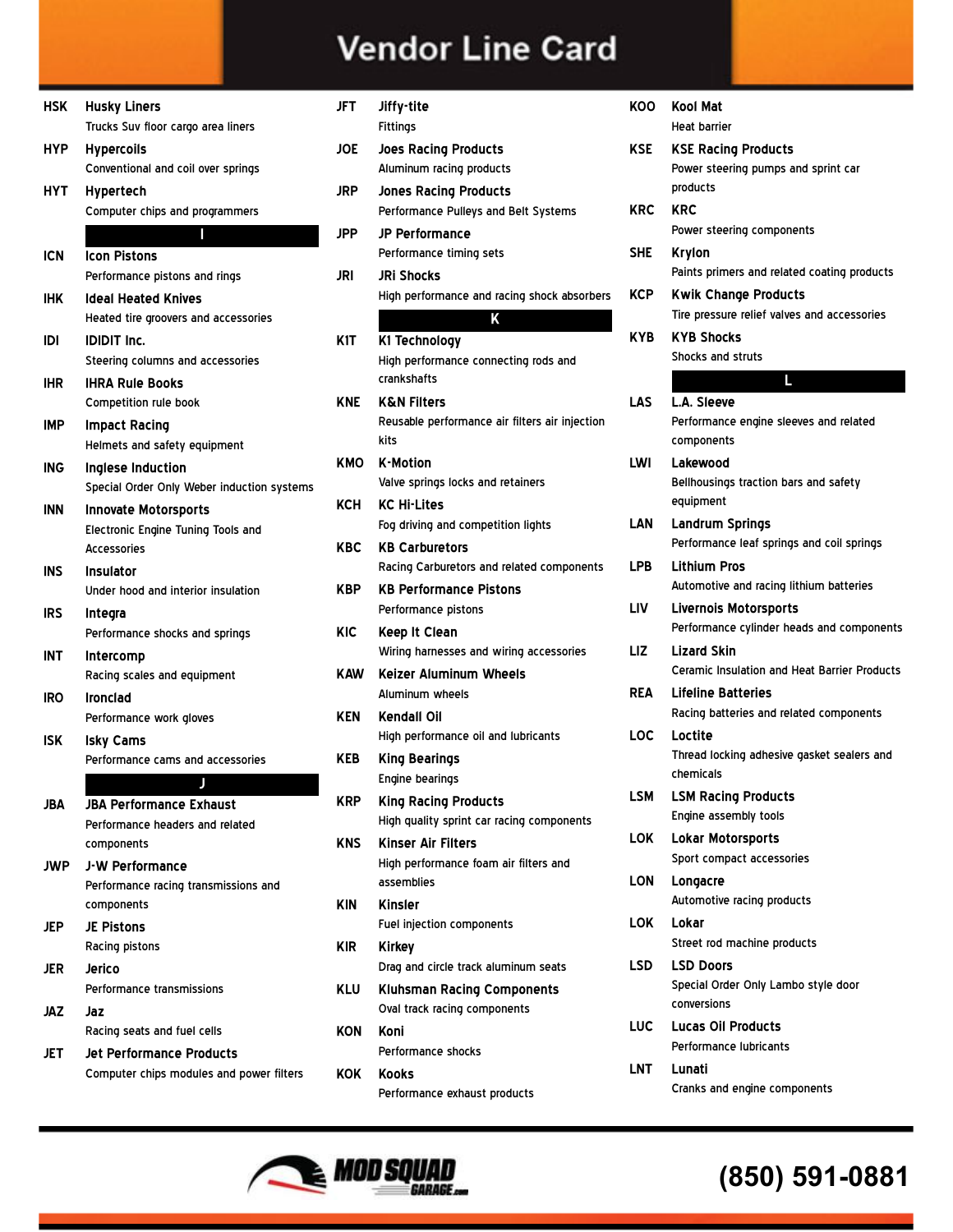# Vendor Line Card

**HSK** **Husky Liners**
Trucks Suv floor cargo area liners

**HYP** **Hypercoils**
Conventional and coil over springs

**HYT** **Hypertech**
Computer chips and programmers

## I

**ICN** **Icon Pistons**
Performance pistons and rings

**IHK** **Ideal Heated Knives**
Heated tire groovers and accessories

**IDI** **IDIDIT Inc.**
Steering columns and accessories

**IHR** **IHRA Rule Books**
Competition rule book

**IMP** **Impact Racing**
Helmets and safety equipment

**ING** **Inglese Induction**
Special Order Only Weber induction systems

**INN** **Innovate Motorsports**
Electronic Engine Tuning Tools and Accessories

**INS** **Insulator**
Under hood and interior insulation

**IRS** **Integra**
Performance shocks and springs

**INT** **Intercomp**
Racing scales and equipment

**IRO** **Ironclad**
Performance work gloves

**ISK** **Isky Cams**
Performance cams and accessories

## J

**JBA** **JBA Performance Exhaust**
Performance headers and related components

**JWP** **J-W Performance**
Performance racing transmissions and components

**JEP** **JE Pistons**
Racing pistons

**JER** **Jerico**
Performance transmissions

**JAZ** **Jaz**
Racing seats and fuel cells

**JET** **Jet Performance Products**
Computer chips modules and power filters

**JFT** **Jiffy-tite**
Fittings

**JOE** **Joes Racing Products**
Aluminum racing products

**JRP** **Jones Racing Products**
Performance Pulleys and Belt Systems

**JPP** **JP Performance**
Performance timing sets

**JRI** **JRi Shocks**
High performance and racing shock absorbers

## K

**K1T** **K1 Technology**
High performance connecting rods and crankshafts

**KNE** **K&N Filters**
Reusable performance air filters air injection kits

**KMO** **K-Motion**
Valve springs locks and retainers

**KCH** **KC Hi-Lites**
Fog driving and competition lights

**KBC** **KB Carburetors**
Racing Carburetors and related components

**KBP** **KB Performance Pistons**
Performance pistons

**KIC** **Keep It Clean**
Wiring harnesses and wiring accessories

**KAW** **Keizer Aluminum Wheels**
Aluminum wheels

**KEN** **Kendall Oil**
High performance oil and lubricants

**KEB** **King Bearings**
Engine bearings

**KRP** **King Racing Products**
High quality sprint car racing components

**KNS** **Kinser Air Filters**
High performance foam air filters and assemblies

**KIN** **Kinsler**
Fuel injection components

**KIR** **Kirkey**
Drag and circle track aluminum seats

**KLU** **Kluhsman Racing Components**
Oval track racing components

**KON** **Koni**
Performance shocks

**KOK** **Kooks**
Performance exhaust products

**KOO** **Kool Mat**
Heat barrier

**KSE** **KSE Racing Products**
Power steering pumps and sprint car products

**KRC** **KRC**
Power steering components

**SHE** **Krylon**
Paints primers and related coating products

**KCP** **Kwik Change Products**
Tire pressure relief valves and accessories

**KYB** **KYB Shocks**
Shocks and struts

## L

**LAS** **L.A. Sleeve**
Performance engine sleeves and related components

**LWI** **Lakewood**
Bellhousings traction bars and safety equipment

**LAN** **Landrum Springs**
Performance leaf springs and coil springs

**LPB** **Lithium Pros**
Automotive and racing lithium batteries

**LIV** **Livernois Motorsports**
Performance cylinder heads and components

**LIZ** **Lizard Skin**
Ceramic Insulation and Heat Barrier Products

**REA** **Lifeline Batteries**
Racing batteries and related components

**LOC** **Loctite**
Thread locking adhesive gasket sealers and chemicals

**LSM** **LSM Racing Products**
Engine assembly tools

**LOK** **Lokar Motorsports**
Sport compact accessories

**LON** **Longacre**
Automotive racing products

**LOK** **Lokar**
Street rod machine products

**LSD** **LSD Doors**
Special Order Only Lambo style door conversions

**LUC** **Lucas Oil Products**
Performance lubricants

**LNT** **Lunati**
Cranks and engine components

MOD SQUAD GARAGE.com

(850) 591-0881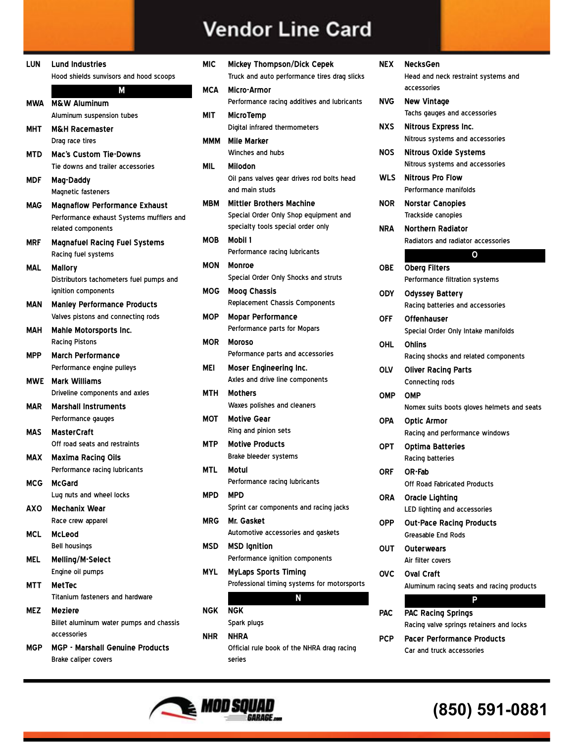# Vendor Line Card

**LUN** **Lund Industries**
Hood shields sunvisors and hood scoops

## M

**MWA** **M&W Aluminum**
Aluminum suspension tubes

**MHT** **M&H Racemaster**
Drag race tires

**MTD** **Mac's Custom Tie-Downs**
Tie downs and trailer accessories

**MDF** **Mag-Daddy**
Magnetic fasteners

**MAG** **Magnaflow Performance Exhaust**
Performance exhaust Systems mufflers and related components

**MRF** **Magnafuel Racing Fuel Systems**
Racing fuel systems

**MAL** **Mallory**
Distributors tachometers fuel pumps and ignition components

**MAN** **Manley Performance Products**
Valves pistons and connecting rods

**MAH** **Mahle Motorsports Inc.**
Racing Pistons

**MPP** **March Performance**
Performance engine pulleys

**MWE** **Mark Williams**
Driveline components and axles

**MAR** **Marshall Instruments**
Performance gauges

**MAS** **MasterCraft**
Off road seats and restraints

**MAX** **Maxima Racing Oils**
Performance racing lubricants

**MCG** **McGard**
Lug nuts and wheel locks

**AXO** **Mechanix Wear**
Race crew apparel

**MCL** **McLeod**
Bell housings

**MEL** **Melling/M-Select**
Engine oil pumps

**MTT** **MetTec**
Titanium fasteners and hardware

**MEZ** **Meziere**
Billet aluminum water pumps and chassis accessories

**MGP** **MGP - Marshall Genuine Products**
Brake caliper covers

**MIC** **Mickey Thompson/Dick Cepek**
Truck and auto performance tires drag slicks

**MCA** **Micro-Armor**
Performance racing additives and lubricants

**MIT** **MicroTemp**
Digital infrared thermometers

**MMM** **Mile Marker**
Winches and hubs

**MIL** **Milodon**
Oil pans valves gear drives rod bolts head and main studs

**MBM** **Mittler Brothers Machine**
Special Order Only Shop equipment and specialty tools special order only

**MOB** **Mobil 1**
Performance racing lubricants

**MON** **Monroe**
Special Order Only Shocks and struts

**MOG** **Moog Chassis**
Replacement Chassis Components

**MOP** **Mopar Performance**
Performance parts for Mopars

**MOR** **Moroso**
Peformance parts and accessories

**MEI** **Moser Engineering Inc.**
Axles and drive line components

**MTH** **Mothers**
Waxes polishes and cleaners

**MOT** **Motive Gear**
Ring and pinion sets

**MTP** **Motive Products**
Brake bleeder systems

**MTL** **Motul**
Performance racing lubricants

**MPD** **MPD**
Sprint car components and racing jacks

**MRG** **Mr. Gasket**
Automotive accessories and gaskets

**MSD** **MSD Ignition**
Performance ignition components

**MYL** **MyLaps Sports Timing**
Professional timing systems for motorsports

## N

**NGK** **NGK**
Spark plugs

**NHR** **NHRA**
Official rule book of the NHRA drag racing series

**NEX** **NecksGen**
Head and neck restraint systems and accessories

**NVG** **New Vintage**
Tachs gauges and accessories

**NXS** **Nitrous Express Inc.**
Nitrous systems and accessories

**NOS** **Nitrous Oxide Systems**
Nitrous systems and accessories

**WLS** **Nitrous Pro Flow**
Performance manifolds

**NOR** **Norstar Canopies**
Trackside canopies

**NRA** **Northern Radiator**
Radiators and radiator accessories

## O

**OBE** **Oberg Filters**
Performance filtration systems

**ODY** **Odyssey Battery**
Racing batteries and accessories

**OFF** **Offenhauser**
Special Order Only Intake manifolds

**OHL** **Ohlins**
Racing shocks and related components

**OLV** **Oliver Racing Parts**
Connecting rods

**OMP** **OMP**
Nomex suits boots gloves helmets and seats

**OPA** **Optic Armor**
Racing and performance windows

**OPT** **Optima Batteries**
Racing batteries

**ORF** **OR-Fab**
Off Road Fabricated Products

**ORA** **Oracle Lighting**
LED lighting and accessories

**OPP** **Out-Pace Racing Products**
Greasable End Rods

**OUT** **Outerwears**
Air filter covers

**OVC** **Oval Craft**
Aluminum racing seats and racing products

## P

**PAC** **PAC Racing Springs**
Racing valve springs retainers and locks

**PCP** **Pacer Performance Products**
Car and truck accessories

MOD SQUAD GARAGE.com

(850) 591-0881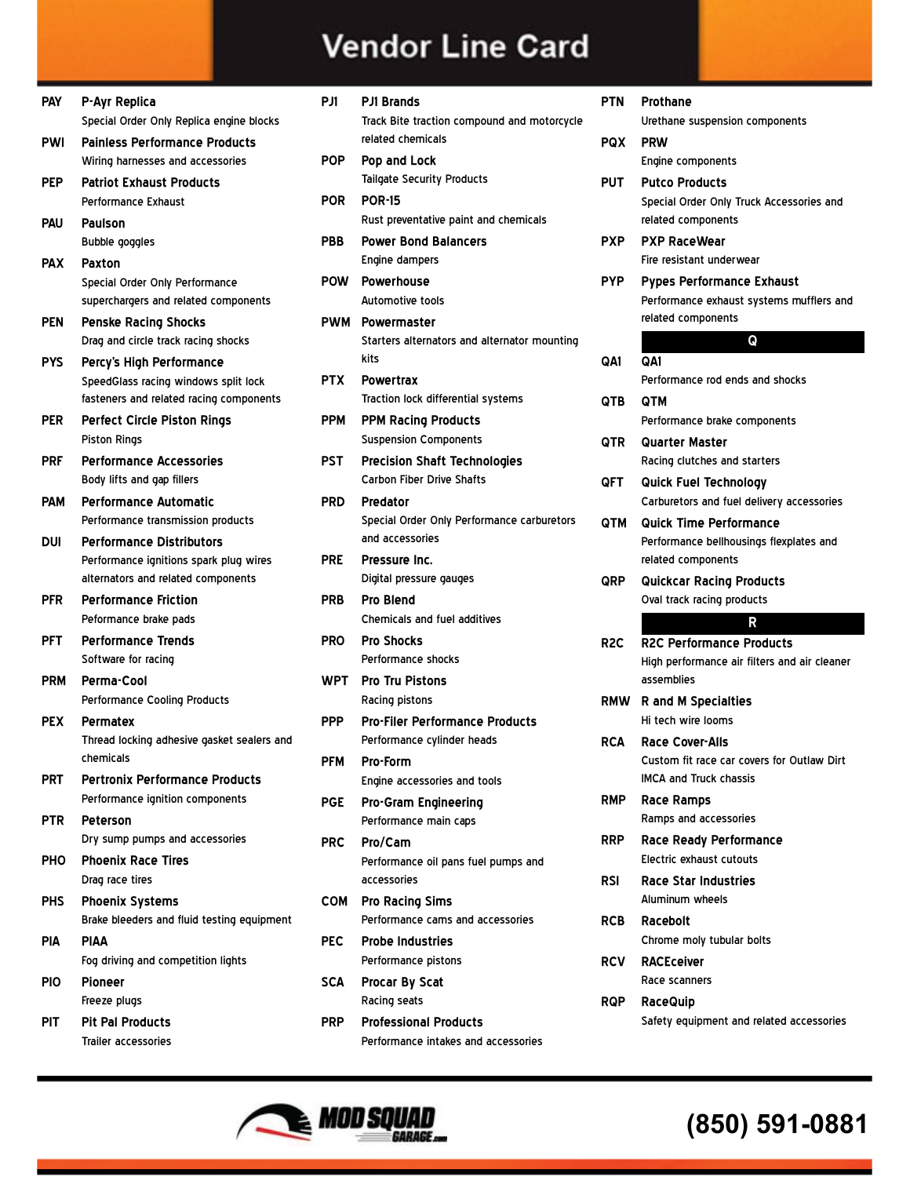# Vendor Line Card

**PAY** **P-Ayr Replica**
Special Order Only Replica engine blocks

**PWI** **Painless Performance Products**
Wiring harnesses and accessories

**PEP** **Patriot Exhaust Products**
Performance Exhaust

**PAU** **Paulson**
Bubble goggles

**PAX** **Paxton**
Special Order Only Performance superchargers and related components

**PEN** **Penske Racing Shocks**
Drag and circle track racing shocks

**PYS** **Percy's High Performance**
SpeedGlass racing windows split lock fasteners and related racing components

**PER** **Perfect Circle Piston Rings**
Piston Rings

**PRF** **Performance Accessories**
Body lifts and gap fillers

**PAM** **Performance Automatic**
Performance transmission products

**DUI** **Performance Distributors**
Performance ignitions spark plug wires alternators and related components

**PFR** **Performance Friction**
Peformance brake pads

**PFT** **Performance Trends**
Software for racing

**PRM** **Perma-Cool**
Performance Cooling Products

**PEX** **Permatex**
Thread locking adhesive gasket sealers and chemicals

**PRT** **Pertronix Performance Products**
Performance ignition components

**PTR** **Peterson**
Dry sump pumps and accessories

**PHO** **Phoenix Race Tires**
Drag race tires

**PHS** **Phoenix Systems**
Brake bleeders and fluid testing equipment

**PIA** **PIAA**
Fog driving and competition lights

**PIO** **Pioneer**
Freeze plugs

**PIT** **Pit Pal Products**
Trailer accessories

**PJ1** **PJ1 Brands**
Track Bite traction compound and motorcycle related chemicals

**POP** **Pop and Lock**
Tailgate Security Products

**POR** **POR-15**
Rust preventative paint and chemicals

**PBB** **Power Bond Balancers**
Engine dampers

**POW** **Powerhouse**
Automotive tools

**PWM** **Powermaster**
Starters alternators and alternator mounting kits

**PTX** **Powertrax**
Traction lock differential systems

**PPM** **PPM Racing Products**
Suspension Components

**PST** **Precision Shaft Technologies**
Carbon Fiber Drive Shafts

**PRD** **Predator**
Special Order Only Performance carburetors and accessories

**PRE** **Pressure Inc.**
Digital pressure gauges

**PRB** **Pro Blend**
Chemicals and fuel additives

**PRO** **Pro Shocks**
Performance shocks

**WPT** **Pro Tru Pistons**
Racing pistons

**PPP** **Pro-Filer Performance Products**
Performance cylinder heads

**PFM** **Pro-Form**
Engine accessories and tools

**PGE** **Pro-Gram Engineering**
Performance main caps

**PRC** **Pro/Cam**
Performance oil pans fuel pumps and accessories

**COM** **Pro Racing Sims**
Performance cams and accessories

**PEC** **Probe Industries**
Performance pistons

**SCA** **Procar By Scat**
Racing seats

**PRP** **Professional Products**
Performance intakes and accessories

**PTN** **Prothane**
Urethane suspension components

**PQX** **PRW**
Engine components

**PUT** **Putco Products**
Special Order Only Truck Accessories and related components

**PXP** **PXP RaceWear**
Fire resistant underwear

**PYP** **Pypes Performance Exhaust**
Performance exhaust systems mufflers and related components

## Q

**QA1** **QA1**
Performance rod ends and shocks

**QTB** **QTM**
Performance brake components

**QTR** **Quarter Master**
Racing clutches and starters

**QFT** **Quick Fuel Technology**
Carburetors and fuel delivery accessories

**QTM** **Quick Time Performance**
Performance bellhousings flexplates and related components

**QRP** **Quickcar Racing Products**
Oval track racing products

## R

**R2C** **R2C Performance Products**
High performance air filters and air cleaner assemblies

**RMW** **R and M Specialties**
Hi tech wire looms

**RCA** **Race Cover-Alls**
Custom fit race car covers for Outlaw Dirt IMCA and Truck chassis

**RMP** **Race Ramps**
Ramps and accessories

**RRP** **Race Ready Performance**
Electric exhaust cutouts

**RSI** **Race Star Industries**
Aluminum wheels

**RCB** **Racebolt**
Chrome moly tubular bolts

**RCV** **RACEceiver**
Race scanners

**RQP** **RaceQuip**
Safety equipment and related accessories

MOD SQUAD GARAGE.com

(850) 591-0881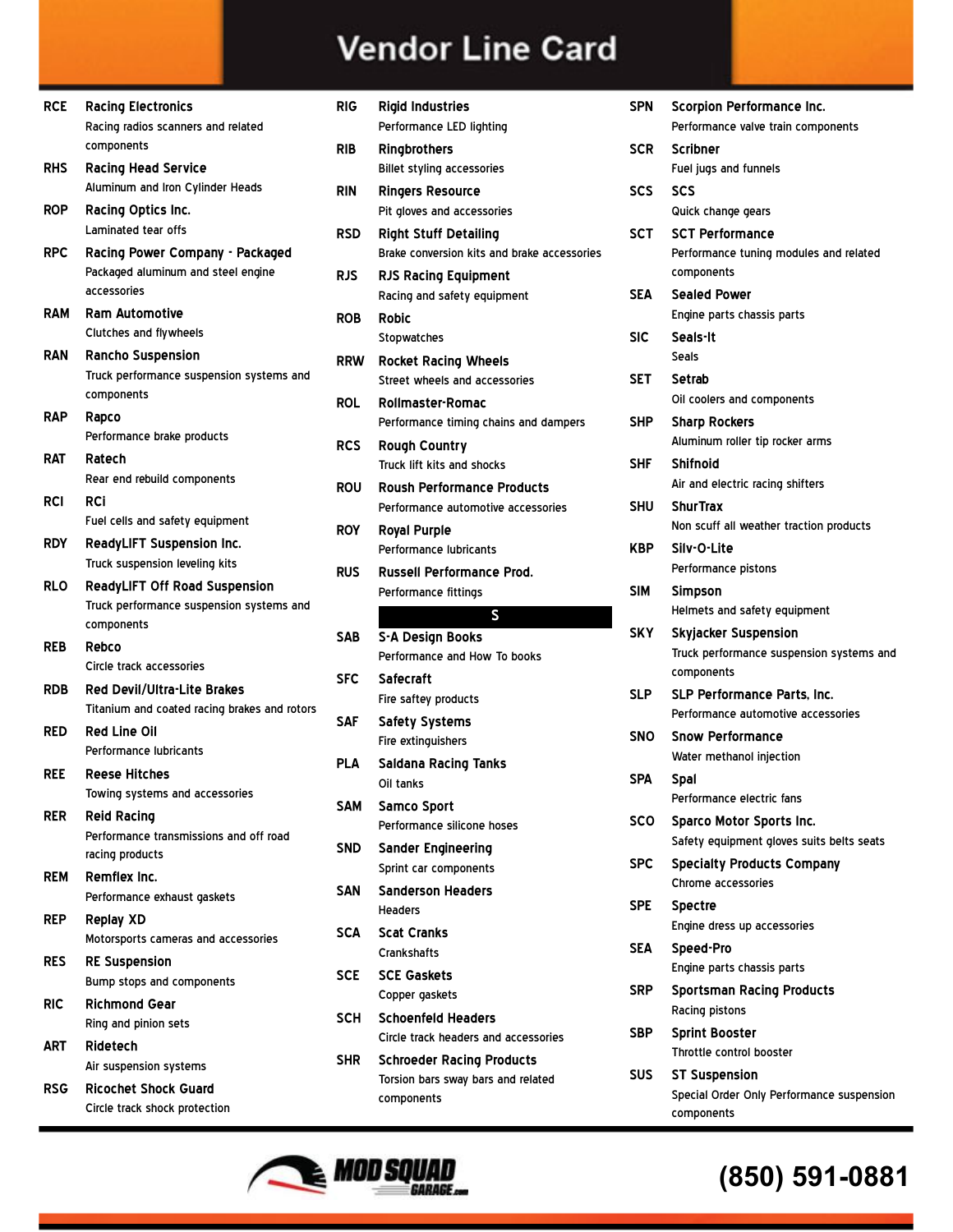# Vendor Line Card

**RCE** **Racing Electronics**
Racing radios scanners and related components

**RHS** **Racing Head Service**
Aluminum and Iron Cylinder Heads

**ROP** **Racing Optics Inc.**
Laminated tear offs

**RPC** **Racing Power Company - Packaged**
Packaged aluminum and steel engine accessories

**RAM** **Ram Automotive**
Clutches and flywheels

**RAN** **Rancho Suspension**
Truck performance suspension systems and components

**RAP** **Rapco**
Performance brake products

**RAT** **Ratech**
Rear end rebuild components

**RCI** **RCi**
Fuel cells and safety equipment

**RDY** **ReadyLIFT Suspension Inc.**
Truck suspension leveling kits

**RLO** **ReadyLIFT Off Road Suspension**
Truck performance suspension systems and components

**REB** **Rebco**
Circle track accessories

**RDB** **Red Devil/Ultra-Lite Brakes**
Titanium and coated racing brakes and rotors

**RED** **Red Line Oil**
Performance lubricants

**REE** **Reese Hitches**
Towing systems and accessories

**RER** **Reid Racing**
Performance transmissions and off road racing products

**REM** **Remflex Inc.**
Performance exhaust gaskets

**REP** **Replay XD**
Motorsports cameras and accessories

**RES** **RE Suspension**
Bump stops and components

**RIC** **Richmond Gear**
Ring and pinion sets

**ART** **Ridetech**
Air suspension systems

**RSG** **Ricochet Shock Guard**
Circle track shock protection

**RIG** **Rigid Industries**
Performance LED lighting

**RIB** **Ringbrothers**
Billet styling accessories

**RIN** **Ringers Resource**
Pit gloves and accessories

**RSD** **Right Stuff Detailing**
Brake conversion kits and brake accessories

**RJS** **RJS Racing Equipment**
Racing and safety equipment

**ROB** **Robic**
Stopwatches

**RRW** **Rocket Racing Wheels**
Street wheels and accessories

**ROL** **Rollmaster-Romac**
Performance timing chains and dampers

**RCS** **Rough Country**
Truck lift kits and shocks

**ROU** **Roush Performance Products**
Performance automotive accessories

**ROY** **Royal Purple**
Performance lubricants

**RUS** **Russell Performance Prod.**
Performance fittings

## S

**SAB** **S-A Design Books**
Performance and How To books

**SFC** **Safecraft**
Fire saftey products

**SAF** **Safety Systems**
Fire extinguishers

**PLA** **Saldana Racing Tanks**
Oil tanks

**SAM** **Samco Sport**
Performance silicone hoses

**SND** **Sander Engineering**
Sprint car components

**SAN** **Sanderson Headers**
Headers

**SCA** **Scat Cranks**
Crankshafts

**SCE** **SCE Gaskets**
Copper gaskets

**SCH** **Schoenfeld Headers**
Circle track headers and accessories

**SHR** **Schroeder Racing Products**
Torsion bars sway bars and related components

**SPN** **Scorpion Performance Inc.**
Performance valve train components

**SCR** **Scribner**
Fuel jugs and funnels

**SCS** **SCS**
Quick change gears

**SCT** **SCT Performance**
Performance tuning modules and related components

**SEA** **Sealed Power**
Engine parts chassis parts

**SIC** **Seals-It**
Seals

**SET** **Setrab**
Oil coolers and components

**SHP** **Sharp Rockers**
Aluminum roller tip rocker arms

**SHF** **Shifnoid**
Air and electric racing shifters

**SHU** **ShurTrax**
Non scuff all weather traction products

**KBP** **Silv-O-Lite**
Performance pistons

**SIM** **Simpson**
Helmets and safety equipment

**SKY** **Skyjacker Suspension**
Truck performance suspension systems and components

**SLP** **SLP Performance Parts, Inc.**
Performance automotive accessories

**SNO** **Snow Performance**
Water methanol injection

**SPA** **Spal**
Performance electric fans

**SCO** **Sparco Motor Sports Inc.**
Safety equipment gloves suits belts seats

**SPC** **Specialty Products Company**
Chrome accessories

**SPE** **Spectre**
Engine dress up accessories

**SEA** **Speed-Pro**
Engine parts chassis parts

**SRP** **Sportsman Racing Products**
Racing pistons

**SBP** **Sprint Booster**
Throttle control booster

**SUS** **ST Suspension**
Special Order Only Performance suspension components

MOD SQUAD GARAGE.com

**(850) 591-0881**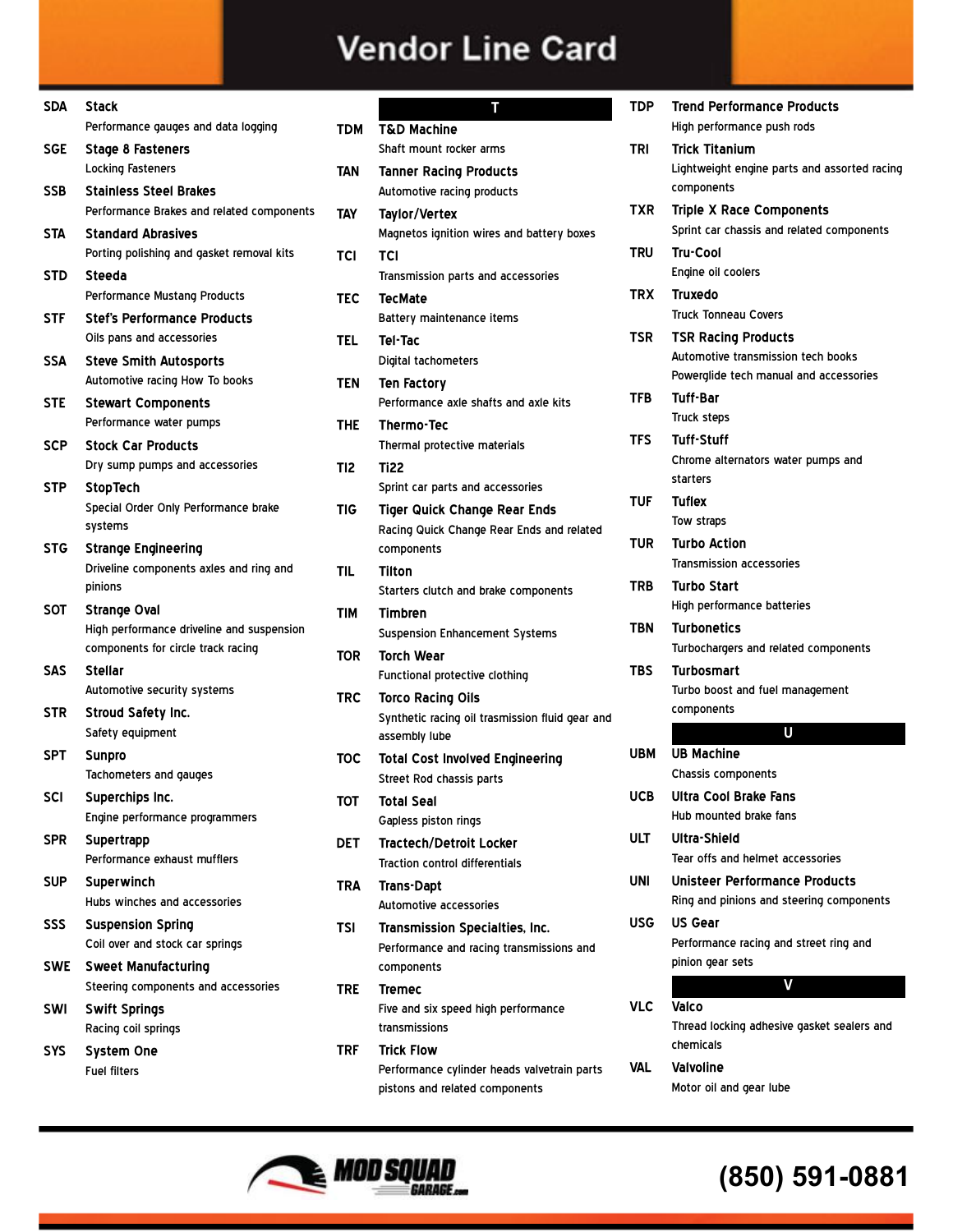# Vendor Line Card

**SDA** **Stack**
Performance gauges and data logging

**SGE** **Stage 8 Fasteners**
Locking Fasteners

**SSB** **Stainless Steel Brakes**
Performance Brakes and related components

**STA** **Standard Abrasives**
Porting polishing and gasket removal kits

**STD** **Steeda**
Performance Mustang Products

**STF** **Stef's Performance Products**
Oils pans and accessories

**SSA** **Steve Smith Autosports**
Automotive racing How To books

**STE** **Stewart Components**
Performance water pumps

**SCP** **Stock Car Products**
Dry sump pumps and accessories

**STP** **StopTech**
Special Order Only Performance brake systems

**STG** **Strange Engineering**
Driveline components axles and ring and pinions

**SOT** **Strange Oval**
High performance driveline and suspension components for circle track racing

**SAS** **Stellar**
Automotive security systems

**STR** **Stroud Safety Inc.**
Safety equipment

**SPT** **Sunpro**
Tachometers and gauges

**SCI** **Superchips Inc.**
Engine performance programmers

**SPR** **Supertrapp**
Performance exhaust mufflers

**SUP** **Superwinch**
Hubs winches and accessories

**SSS** **Suspension Spring**
Coil over and stock car springs

**SWE** **Sweet Manufacturing**
Steering components and accessories

**SWI** **Swift Springs**
Racing coil springs

**SYS** **System One**
Fuel filters

## T

**TDM** **T&D Machine**
Shaft mount rocker arms

**TAN** **Tanner Racing Products**
Automotive racing products

**TAY** **Taylor/Vertex**
Magnetos ignition wires and battery boxes

**TCI** **TCI**
Transmission parts and accessories

**TEC** **TecMate**
Battery maintenance items

**TEL** **Tel-Tac**
Digital tachometers

**TEN** **Ten Factory**
Performance axle shafts and axle kits

**THE** **Thermo-Tec**
Thermal protective materials

**TI2** **Ti22**
Sprint car parts and accessories

**TIG** **Tiger Quick Change Rear Ends**
Racing Quick Change Rear Ends and related components

**TIL** **Tilton**
Starters clutch and brake components

**TIM** **Timbren**
Suspension Enhancement Systems

**TOR** **Torch Wear**
Functional protective clothing

**TRC** **Torco Racing Oils**
Synthetic racing oil trasmission fluid gear and assembly lube

**TOC** **Total Cost Involved Engineering**
Street Rod chassis parts

**TOT** **Total Seal**
Gapless piston rings

**DET** **Tractech/Detroit Locker**
Traction control differentials

**TRA** **Trans-Dapt**
Automotive accessories

**TSI** **Transmission Specialties, Inc.**
Performance and racing transmissions and components

**TRE** **Tremec**
Five and six speed high performance transmissions

**TRF** **Trick Flow**
Performance cylinder heads valvetrain parts pistons and related components

**TDP** **Trend Performance Products**
High performance push rods

**TRI** **Trick Titanium**
Lightweight engine parts and assorted racing components

**TXR** **Triple X Race Components**
Sprint car chassis and related components

**TRU** **Tru-Cool**
Engine oil coolers

**TRX** **Truxedo**
Truck Tonneau Covers

**TSR** **TSR Racing Products**
Automotive transmission tech books
Powerglide tech manual and accessories

**TFB** **Tuff-Bar**
Truck steps

**TFS** **Tuff-Stuff**
Chrome alternators water pumps and starters

**TUF** **Tuflex**
Tow straps

**TUR** **Turbo Action**
Transmission accessories

**TRB** **Turbo Start**
High performance batteries

**TBN** **Turbonetics**
Turbochargers and related components

**TBS** **Turbosmart**
Turbo boost and fuel management components

## U

**UBM** **UB Machine**
Chassis components

**UCB** **Ultra Cool Brake Fans**
Hub mounted brake fans

**ULT** **Ultra-Shield**
Tear offs and helmet accessories

**UNI** **Unisteer Performance Products**
Ring and pinions and steering components

**USG** **US Gear**
Performance racing and street ring and pinion gear sets

## V

**VLC** **Valco**
Thread locking adhesive gasket sealers and chemicals

**VAL** **Valvoline**
Motor oil and gear lube

MOD SQUAD GARAGE.com

(850) 591-0881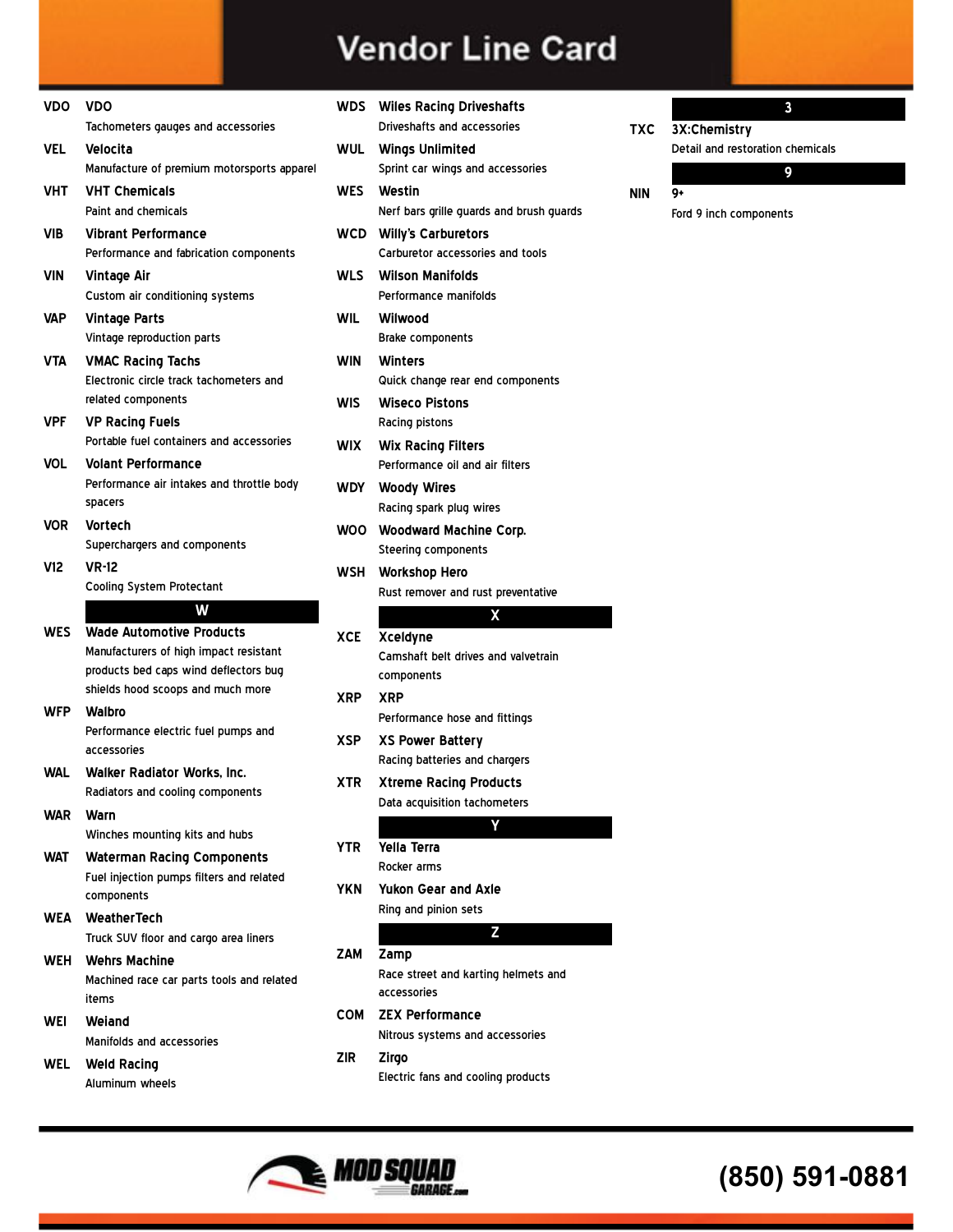# Vendor Line Card

**VDO** **VDO**
Tachometers gauges and accessories

**VEL** **Velocita**
Manufacture of premium motorsports apparel

**VHT** **VHT Chemicals**
Paint and chemicals

**VIB** **Vibrant Performance**
Performance and fabrication components

**VIN** **Vintage Air**
Custom air conditioning systems

**VAP** **Vintage Parts**
Vintage reproduction parts

**VTA** **VMAC Racing Tachs**
Electronic circle track tachometers and related components

**VPF** **VP Racing Fuels**
Portable fuel containers and accessories

**VOL** **Volant Performance**
Performance air intakes and throttle body spacers

**VOR** **Vortech**
Superchargers and components

**V12** **VR-12**
Cooling System Protectant

## W

**WES** **Wade Automotive Products**
Manufacturers of high impact resistant products bed caps wind deflectors bug shields hood scoops and much more

**WFP** **Walbro**
Performance electric fuel pumps and accessories

**WAL** **Walker Radiator Works, Inc.**
Radiators and cooling components

**WAR** **Warn**
Winches mounting kits and hubs

**WAT** **Waterman Racing Components**
Fuel injection pumps filters and related components

**WEA** **WeatherTech**
Truck SUV floor and cargo area liners

**WEH** **Wehrs Machine**
Machined race car parts tools and related items

**WEI** **Weiand**
Manifolds and accessories

**WEL** **Weld Racing**
Aluminum wheels

**WDS** **Wiles Racing Driveshafts**
Driveshafts and accessories

**WUL** **Wings Unlimited**
Sprint car wings and accessories

**WES** **Westin**
Nerf bars grille guards and brush guards

**WCD** **Willy's Carburetors**
Carburetor accessories and tools

**WLS** **Wilson Manifolds**
Performance manifolds

**WIL** **Wilwood**
Brake components

**WIN** **Winters**
Quick change rear end components

**WIS** **Wiseco Pistons**
Racing pistons

**WIX** **Wix Racing Filters**
Performance oil and air filters

**WDY** **Woody Wires**
Racing spark plug wires

**WOO** **Woodward Machine Corp.**
Steering components

**WSH** **Workshop Hero**
Rust remover and rust preventative

## X

**XCE** **Xceldyne**
Camshaft belt drives and valvetrain components

**XRP** **XRP**
Performance hose and fittings

**XSP** **XS Power Battery**
Racing batteries and chargers

**XTR** **Xtreme Racing Products**
Data acquisition tachometers

## Y

**YTR** **Yella Terra**
Rocker arms

**YKN** **Yukon Gear and Axle**
Ring and pinion sets

## Z

**ZAM** **Zamp**
Race street and karting helmets and accessories

**COM** **ZEX Performance**
Nitrous systems and accessories

**ZIR** **Zirgo**
Electric fans and cooling products

## 3

**TXC** **3X:Chemistry**
Detail and restoration chemicals

## 9

**NIN** **9+**
Ford 9 inch components

MOD SQUAD GARAGE.com

(850) 591-0881